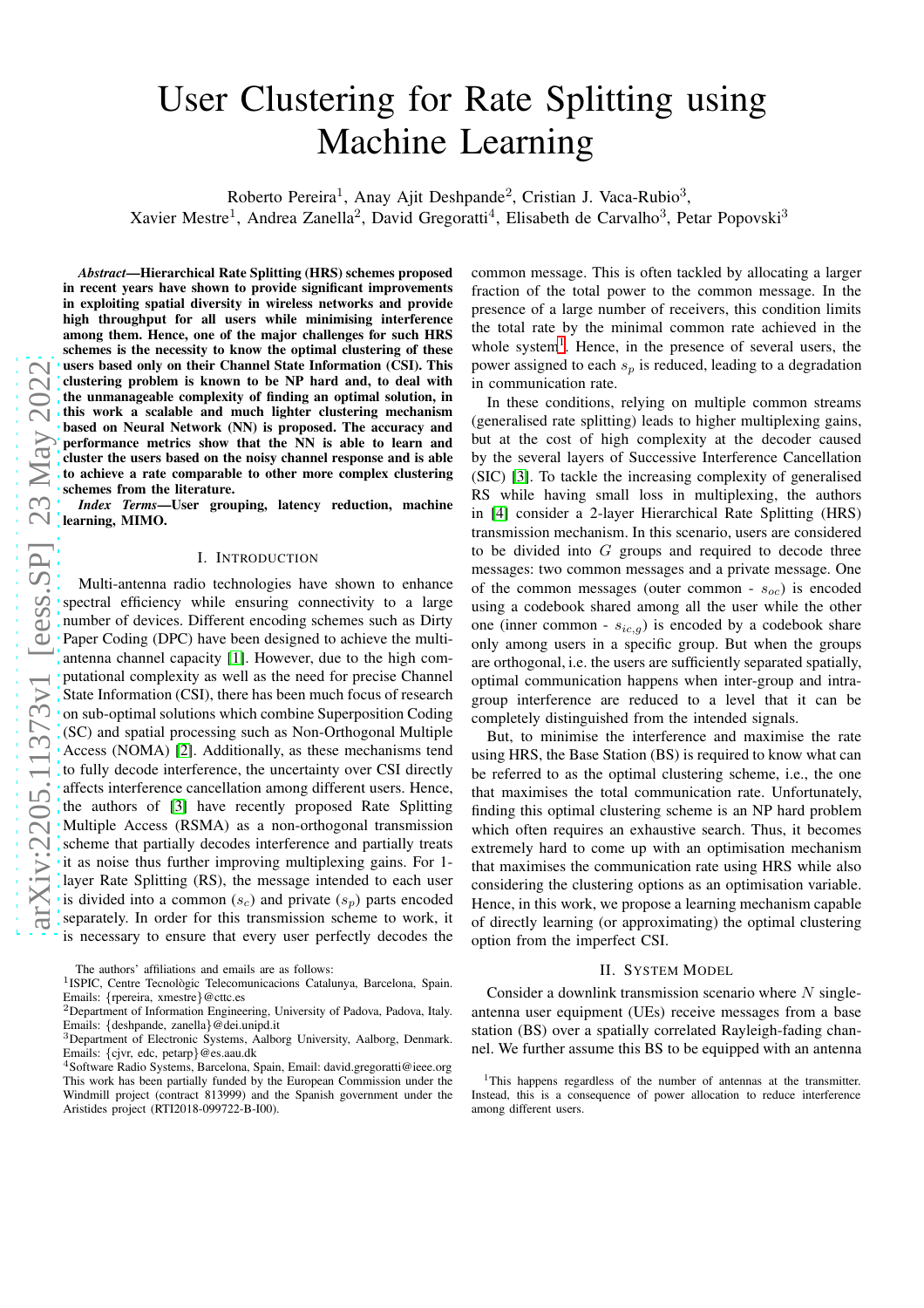# User Clustering for Rate Splitting using Machine Learning

Roberto Pereira[1], Anay Ajit Deshpande[2], Cristian J. Vaca-Rubio[3], Xavier Mestre[1], Andrea Zanella[2], David Gregoratti[4], Elisabeth de Carvalho[3], Petar Popovski[3]

***Abstract*—Hierarchical Rate Splitting (HRS) schemes proposed in recent years have shown to provide significant improvements in exploiting spatial diversity in wireless networks and provide high throughput for all users while minimising interference among them. Hence, one of the major challenges for such HRS schemes is the necessity to know the optimal clustering of these users based only on their Channel State Information (CSI). This clustering problem is known to be NP hard and, to deal with the unmanageable complexity of finding an optimal solution, in this work a scalable and much lighter clustering mechanism based on Neural Network (NN) is proposed. The accuracy and performance metrics show that the NN is able to learn and cluster the users based on the noisy channel response and is able to achieve a rate comparable to other more complex clustering schemes from the literature.**

***Index Terms*—User grouping, latency reduction, machine learning, MIMO.**

## I. Introduction

Multi-antenna radio technologies have shown to enhance spectral efficiency while ensuring connectivity to a large number of devices. Different encoding schemes such as Dirty Paper Coding (DPC) have been designed to achieve the multi-antenna channel capacity [1]. However, due to the high computational complexity as well as the need for precise Channel State Information (CSI), there has been much focus of research on sub-optimal solutions which combine Superposition Coding (SC) and spatial processing such as Non-Orthogonal Multiple Access (NOMA) [2]. Additionally, as these mechanisms tend to fully decode interference, the uncertainty over CSI directly affects interference cancellation among different users. Hence, the authors of [3] have recently proposed Rate Splitting Multiple Access (RSMA) as a non-orthogonal transmission scheme that partially decodes interference and partially treats it as noise thus further improving multiplexing gains. For 1-layer Rate Splitting (RS), the message intended to each user is divided into a common ($s_c$) and private ($s_p$) parts encoded separately. In order for this transmission scheme to work, it is necessary to ensure that every user perfectly decodes the common message. This is often tackled by allocating a larger fraction of the total power to the common message. In the presence of a large number of receivers, this condition limits the total rate by the minimal common rate achieved in the whole system[1]. Hence, in the presence of several users, the power assigned to each $s_p$ is reduced, leading to a degradation in communication rate.

In these conditions, relying on multiple common streams (generalised rate splitting) leads to higher multiplexing gains, but at the cost of high complexity at the decoder caused by the several layers of Successive Interference Cancellation (SIC) [3]. To tackle the increasing complexity of generalised RS while having small loss in multiplexing, the authors in [4] consider a 2-layer Hierarchical Rate Splitting (HRS) transmission mechanism. In this scenario, users are considered to be divided into $G$ groups and required to decode three messages: two common messages and a private message. One of the common messages (outer common - $s_{oc}$) is encoded using a codebook shared among all the user while the other one (inner common - $s_{ic,g}$) is encoded by a codebook share only among users in a specific group. But when the groups are orthogonal, i.e. the users are sufficiently separated spatially, optimal communication happens when inter-group and intra-group interference are reduced to a level that it can be completely distinguished from the intended signals.

But, to minimise the interference and maximise the rate using HRS, the Base Station (BS) is required to know what can be referred to as the optimal clustering scheme, i.e., the one that maximises the total communication rate. Unfortunately, finding this optimal clustering scheme is an NP hard problem which often requires an exhaustive search. Thus, it becomes extremely hard to come up with an optimisation mechanism that maximises the communication rate using HRS while also considering the clustering options as an optimisation variable. Hence, in this work, we propose a learning mechanism capable of directly learning (or approximating) the optimal clustering option from the imperfect CSI.

## II. System Model

Consider a downlink transmission scenario where $N$ single-antenna user equipment (UEs) receive messages from a base station (BS) over a spatially correlated Rayleigh-fading channel. We further assume this BS to be equipped with an antenna

[1]This happens regardless of the number of antennas at the transmitter. Instead, this is a consequence of power allocation to reduce interference among different users.

The authors' affiliations and emails are as follows:
[1]ISPIC, Centre Tecnològic Telecomunicacions Catalunya, Barcelona, Spain. Emails: {rpereira, xmestre}@cttc.es
[2]Department of Information Engineering, University of Padova, Padova, Italy. Emails: {deshpande, zanella}@dei.unipd.it
[3]Department of Electronic Systems, Aalborg University, Aalborg, Denmark. Emails: {cjvr, edc, petarp}@es.aau.dk
[4]Software Radio Systems, Barcelona, Spain, Email: david.gregoratti@ieee.org
This work has been partially funded by the European Commission under the Windmill project (contract 813999) and the Spanish government under the Aristides project (RTI2018-099722-B-I00).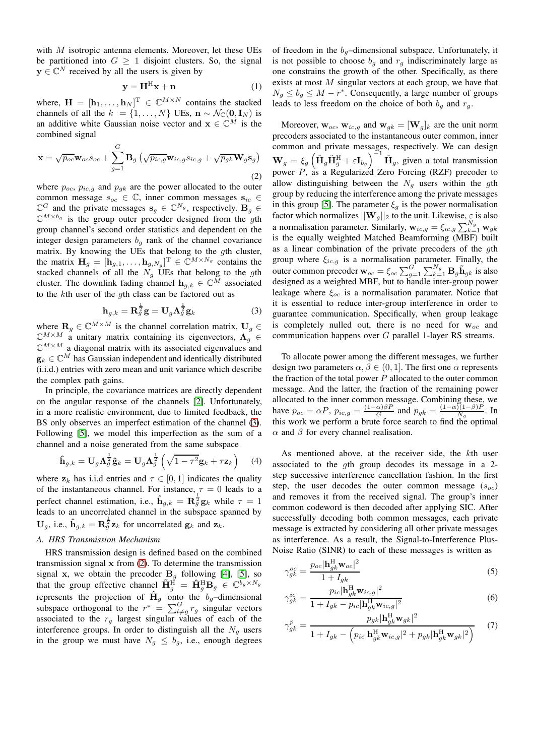with $M$ isotropic antenna elements. Moreover, let these UEs be partitioned into $G \geq 1$ disjoint clusters. So, the signal $\mathbf{y} \in \mathbb{C}^N$ received by all the users is given by

$$\mathbf{y} = \mathbf{H}^{\mathrm{H}}\mathbf{x} + \mathbf{n} \tag{1}$$

where, $\mathbf{H} = [\mathbf{h}_1, \ldots, \mathbf{h}_N]^{\mathrm{T}} \in \mathbb{C}^{M \times N}$ contains the stacked channels of all the $k = \{1, \ldots, N\}$ UEs, $\mathbf{n} \sim \mathcal{N}_{\mathbb{C}}(\mathbf{0}, \mathbf{I}_N)$ is an additive white Gaussian noise vector and $\mathbf{x} \in \mathbb{C}^M$ is the combined signal

$$\mathbf{x} = \sqrt{p_{oc}}\mathbf{w}_{oc}s_{oc} + \sum_{g=1}^{G} \mathbf{B}_g \left(\sqrt{p_{ic,g}}\mathbf{w}_{ic,g}s_{ic,g} + \sqrt{p_{gk}}\mathbf{W}_g\mathbf{s}_g\right) \tag{2}$$

where $p_{oc}$, $p_{ic,g}$ and $p_{gk}$ are the power allocated to the outer common message $s_{oc} \in \mathbb{C}$, inner common messages $\mathbf{s}_{ic} \in \mathbb{C}^G$ and the private messages $\mathbf{s}_g \in \mathbb{C}^{N_g}$, respectively. $\mathbf{B}_g \in \mathbb{C}^{M \times b_g}$ is the group outer precoder designed from the $g$th group channel's second order statistics and dependent on the integer design parameters $b_g$ rank of the channel covariance matrix. By knowing the UEs that belong to the $g$th cluster, the matrix $\mathbf{H}_g = [\mathbf{h}_{g,1}, \ldots, \mathbf{h}_{g,N_g}]^{\mathrm{T}} \in \mathbb{C}^{M \times N_g}$ contains the stacked channels of all the $N_g$ UEs that belong to the $g$th cluster. The downlink fading channel $\mathbf{h}_{g,k} \in \mathbb{C}^M$ associated to the $k$th user of the $g$th class can be factored out as

$$\mathbf{h}_{g,k} = \mathbf{R}_g^{\frac{1}{2}}\mathbf{g} = \mathbf{U}_g\mathbf{\Lambda}_g^{\frac{1}{2}}\mathbf{g}_k \tag{3}$$

where $\mathbf{R}_g \in \mathbb{C}^{M \times M}$ is the channel correlation matrix, $\mathbf{U}_g \in \mathbb{C}^{M \times M}$ a unitary matrix containing its eigenvectors, $\mathbf{\Lambda}_g \in \mathbb{C}^{M \times M}$ a diagonal matrix with its associated eigenvalues and $\mathbf{g}_k \in \mathbb{C}^M$ has Gaussian independent and identically distributed (i.i.d.) entries with zero mean and unit variance which describe the complex path gains.

In principle, the covariance matrices are directly dependent on the angular response of the channels [2]. Unfortunately, in a more realistic environment, due to limited feedback, the BS only observes an imperfect estimation of the channel (3). Following [5], we model this imperfection as the sum of a channel and a noise generated from the same subspace

$$\hat{\mathbf{h}}_{g,k} = \mathbf{U}_g\mathbf{\Lambda}_g^{\frac{1}{2}}\hat{\mathbf{g}}_k = \mathbf{U}_g\mathbf{\Lambda}_g^{\frac{1}{2}}\left(\sqrt{1-\tau^2}\mathbf{g}_k + \tau\mathbf{z}_k\right) \tag{4}$$

where $\mathbf{z}_k$ has i.i.d entries and $\tau \in [0, 1]$ indicates the quality of the instantaneous channel. For instance, $\tau = 0$ leads to a perfect channel estimation, i.e., $\hat{\mathbf{h}}_{g,k} = \mathbf{R}_g^{\frac{1}{2}}\mathbf{g}_k$ while $\tau = 1$ leads to an uncorrelated channel in the subspace spanned by $\mathbf{U}_g$, i.e., $\hat{\mathbf{h}}_{g,k} = \mathbf{R}_g^{\frac{1}{2}}\mathbf{z}_k$ for uncorrelated $\mathbf{g}_k$ and $\mathbf{z}_k$.

### A. HRS Transmission Mechanism

HRS transmission design is defined based on the combined transmission signal $\mathbf{x}$ from (2). To determine the transmission signal $\mathbf{x}$, we obtain the precoder $\mathbf{B}_g$ following [4], [5], so that the group effective channel $\tilde{\mathbf{H}}_g^{\mathrm{H}} = \hat{\mathbf{H}}_g^{\mathrm{H}}\mathbf{B}_g \in \mathbb{C}^{b_g \times N_g}$ represents the projection of $\hat{\mathbf{H}}_g$ onto the $b_g$–dimensional subspace orthogonal to the $r^* = \sum_{l \neq g}^{G} r_g$ singular vectors associated to the $r_g$ largest singular values of each of the interference groups. In order to distinguish all the $N_g$ users in the group we must have $N_g \leq b_g$, i.e., enough degrees of freedom in the $b_g$–dimensional subspace. Unfortunately, it is not possible to choose $b_g$ and $r_g$ indiscriminately large as one constrains the growth of the other. Specifically, as there exists at most $M$ singular vectors at each group, we have that $N_g \leq b_g \leq M - r^*$. Consequently, a large number of groups leads to less freedom on the choice of both $b_g$ and $r_g$.

Moreover, $\mathbf{w}_{oc}$, $\mathbf{w}_{ic,g}$ and $\mathbf{w}_{gk} = [\mathbf{W}_g]_k$ are the unit norm precoders associated to the instantaneous outer common, inner common and private messages, respectively. We can design $\mathbf{W}_g = \xi_g \left(\tilde{\mathbf{H}}_g\tilde{\mathbf{H}}_g^{\mathrm{H}} + \varepsilon\mathbf{I}_{b_g}\right)^{-1}\tilde{\mathbf{H}}_g$, given a total transmission power $P$, as a Regularized Zero Forcing (RZF) precoder to allow distinguishing between the $N_g$ users within the $g$th group by reducing the interference among the private messages in this group [5]. The parameter $\xi_g$ is the power normalisation factor which normalizes $||\mathbf{W}_g||_2$ to the unit. Likewise, $\varepsilon$ is also a normalisation parameter. Similarly, $\mathbf{w}_{ic,g} = \xi_{ic,g}\sum_{k=1}^{N_g}\mathbf{w}_{gk}$ is the equally weighted Matched Beamforming (MBF) built as a linear combination of the private precoders of the $g$th group where $\xi_{ic,g}$ is a normalisation parameter. Finally, the outer common precoder $\mathbf{w}_{oc} = \xi_{oc}\sum_{g=1}^{G}\sum_{k=1}^{N_g}\mathbf{B}_g\tilde{\mathbf{h}}_{gk}$ is also designed as a weighted MBF, but to handle inter-group power leakage where $\xi_{oc}$ is a normalisation paramater. Notice that it is essential to reduce inter-group interference in order to guarantee communication. Specifically, when group leakage is completely nulled out, there is no need for $\mathbf{w}_{oc}$ and communication happens over $G$ parallel 1-layer RS streams.

To allocate power among the different messages, we further design two parameters $\alpha, \beta \in (0, 1]$. The first one $\alpha$ represents the fraction of the total power $P$ allocated to the outer common message. And the latter, the fraction of the remaining power allocated to the inner common message. Combining these, we have $p_{oc} = \alpha P$, $p_{ic,g} = \frac{(1-\alpha)\beta P}{G}$ and $p_{gk} = \frac{(1-\alpha)(1-\beta)P}{N_g}$. In this work we perform a brute force search to find the optimal $\alpha$ and $\beta$ for every channel realisation.

As mentioned above, at the receiver side, the $k$th user associated to the $g$th group decodes its message in a 2-step successive interference cancellation fashion. In the first step, the user decodes the outer common message ($s_{oc}$) and removes it from the received signal. The group's inner common codeword is then decoded after applying SIC. After successfully decoding both common messages, each private message is extracted by considering all other private messages as interference. As a result, the Signal-to-Interference Plus-Noise Ratio (SINR) to each of these messages is written as

$$\gamma_{gk}^{oc} = \frac{p_{oc}|\mathbf{h}_{gk}^{\mathrm{H}}\mathbf{w}_{oc}|^2}{1 + I_{gk}} \tag{5}$$

$$\gamma_{gk}^{ic} = \frac{p_{ic}|\mathbf{h}_{gk}^{\mathrm{H}}\mathbf{w}_{ic,g}|^2}{1 + I_{gk} - p_{ic}|\mathbf{h}_{gk}^{\mathrm{H}}\mathbf{w}_{ic,g}|^2} \tag{6}$$

$$\gamma_{gk}^{p} = \frac{p_{gk}|\mathbf{h}_{gk}^{\mathrm{H}}\mathbf{w}_{gk}|^2}{1 + I_{gk} - \left(p_{ic}|\mathbf{h}_{gk}^{\mathrm{H}}\mathbf{w}_{ic,g}|^2 + p_{gk}|\mathbf{h}_{gk}^{\mathrm{H}}\mathbf{w}_{gk}|^2\right)} \tag{7}$$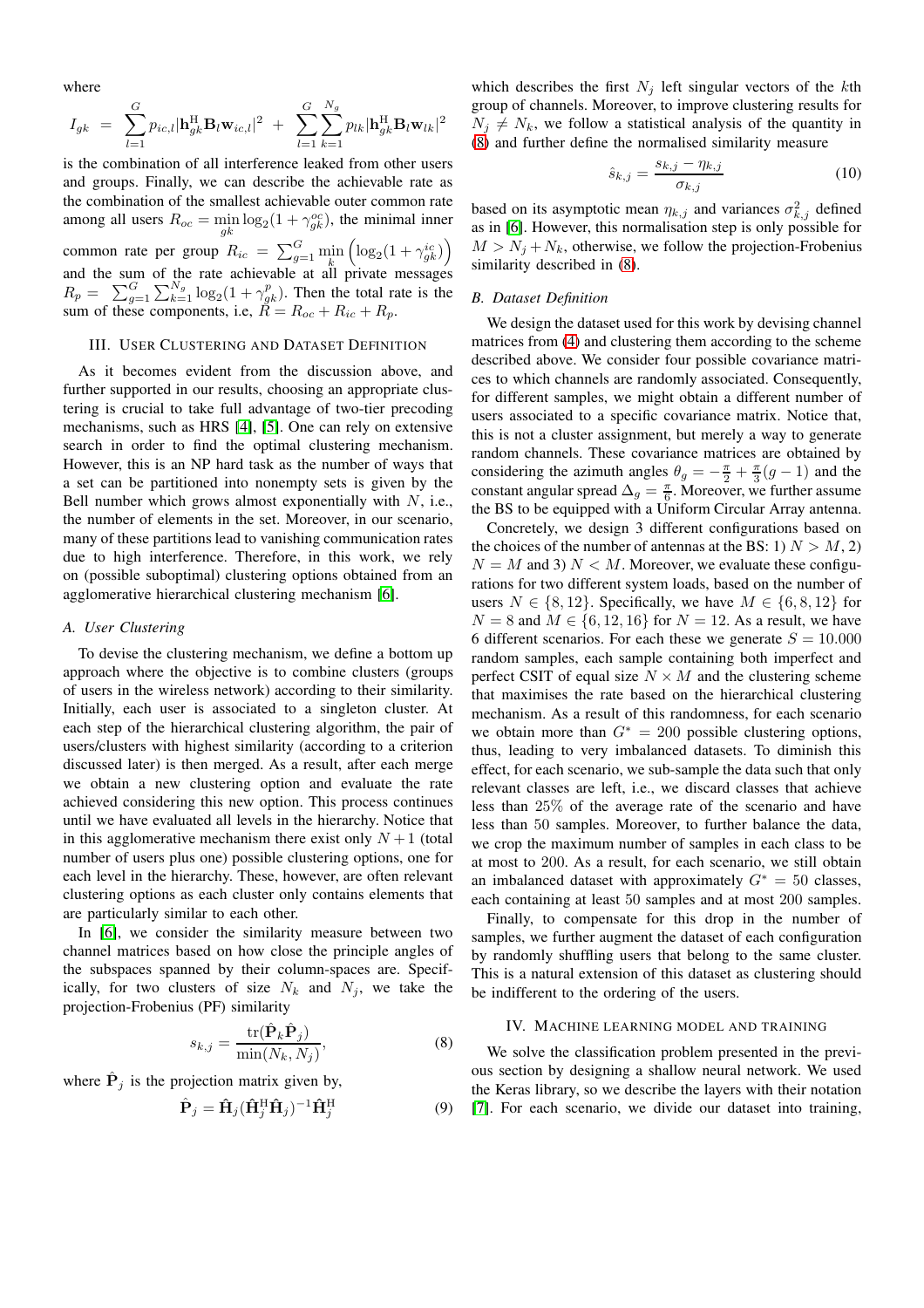where

$$I_{gk} = \sum_{l=1}^{G} p_{ic,l} |\mathbf{h}_{gk}^{\mathrm{H}} \mathbf{B}_l \mathbf{w}_{ic,l}|^2 + \sum_{l=1}^{G} \sum_{k=1}^{N_g} p_{lk} |\mathbf{h}_{gk}^{\mathrm{H}} \mathbf{B}_l \mathbf{w}_{lk}|^2$$

is the combination of all interference leaked from other users and groups. Finally, we can describe the achievable rate as the combination of the smallest achievable outer common rate among all users $R_{oc} = \min_{gk} \log_2(1+\gamma_{gk}^{oc})$, the minimal inner common rate per group $R_{ic} = \sum_{g=1}^{G} \min_{k} \left(\log_2(1+\gamma_{gk}^{ic})\right)$ and the sum of the rate achievable at all private messages $R_p = \sum_{g=1}^{G} \sum_{k=1}^{N_g} \log_2(1+\gamma_{gk}^{p})$. Then the total rate is the sum of these components, i.e, $R = R_{oc} + R_{ic} + R_p$.

## III. User Clustering and Dataset Definition

As it becomes evident from the discussion above, and further supported in our results, choosing an appropriate clustering is crucial to take full advantage of two-tier precoding mechanisms, such as HRS [4], [5]. One can rely on extensive search in order to find the optimal clustering mechanism. However, this is an NP hard task as the number of ways that a set can be partitioned into nonempty sets is given by the Bell number which grows almost exponentially with $N$, i.e., the number of elements in the set. Moreover, in our scenario, many of these partitions lead to vanishing communication rates due to high interference. Therefore, in this work, we rely on (possible suboptimal) clustering options obtained from an agglomerative hierarchical clustering mechanism [6].

### A. User Clustering

To devise the clustering mechanism, we define a bottom up approach where the objective is to combine clusters (groups of users in the wireless network) according to their similarity. Initially, each user is associated to a singleton cluster. At each step of the hierarchical clustering algorithm, the pair of users/clusters with highest similarity (according to a criterion discussed later) is then merged. As a result, after each merge we obtain a new clustering option and evaluate the rate achieved considering this new option. This process continues until we have evaluated all levels in the hierarchy. Notice that in this agglomerative mechanism there exist only $N+1$ (total number of users plus one) possible clustering options, one for each level in the hierarchy. These, however, are often relevant clustering options as each cluster only contains elements that are particularly similar to each other.

In [6], we consider the similarity measure between two channel matrices based on how close the principle angles of the subspaces spanned by their column-spaces are. Specifically, for two clusters of size $N_k$ and $N_j$, we take the projection-Frobenius (PF) similarity

$$s_{k,j} = \frac{\mathrm{tr}(\hat{\mathbf{P}}_k \hat{\mathbf{P}}_j)}{\min(N_k, N_j)}, \tag{8}$$

where $\hat{\mathbf{P}}_j$ is the projection matrix given by,

$$\hat{\mathbf{P}}_j = \hat{\mathbf{H}}_j (\hat{\mathbf{H}}_j^{\mathrm{H}} \hat{\mathbf{H}}_j)^{-1} \hat{\mathbf{H}}_j^{\mathrm{H}} \tag{9}$$

which describes the first $N_j$ left singular vectors of the $k$th group of channels. Moreover, to improve clustering results for $N_j \neq N_k$, we follow a statistical analysis of the quantity in (8) and further define the normalised similarity measure

$$\hat{s}_{k,j} = \frac{s_{k,j} - \eta_{k,j}}{\sigma_{k,j}} \tag{10}$$

based on its asymptotic mean $\eta_{k,j}$ and variances $\sigma_{k,j}^2$ defined as in [6]. However, this normalisation step is only possible for $M > N_j + N_k$, otherwise, we follow the projection-Frobenius similarity described in (8).

### B. Dataset Definition

We design the dataset used for this work by devising channel matrices from (4) and clustering them according to the scheme described above. We consider four possible covariance matrices to which channels are randomly associated. Consequently, for different samples, we might obtain a different number of users associated to a specific covariance matrix. Notice that, this is not a cluster assignment, but merely a way to generate random channels. These covariance matrices are obtained by considering the azimuth angles $\theta_g = -\frac{\pi}{2} + \frac{\pi}{3}(g-1)$ and the constant angular spread $\Delta_g = \frac{\pi}{6}$. Moreover, we further assume the BS to be equipped with a Uniform Circular Array antenna.

Concretely, we design 3 different configurations based on the choices of the number of antennas at the BS: 1) $N > M$, 2) $N = M$ and 3) $N < M$. Moreover, we evaluate these configurations for two different system loads, based on the number of users $N \in \{8, 12\}$. Specifically, we have $M \in \{6, 8, 12\}$ for $N = 8$ and $M \in \{6, 12, 16\}$ for $N = 12$. As a result, we have 6 different scenarios. For each these we generate $S = 10.000$ random samples, each sample containing both imperfect and perfect CSIT of equal size $N \times M$ and the clustering scheme that maximises the rate based on the hierarchical clustering mechanism. As a result of this randomness, for each scenario we obtain more than $G^* = 200$ possible clustering options, thus, leading to very imbalanced datasets. To diminish this effect, for each scenario, we sub-sample the data such that only relevant classes are left, i.e., we discard classes that achieve less than 25% of the average rate of the scenario and have less than 50 samples. Moreover, to further balance the data, we crop the maximum number of samples in each class to be at most to 200. As a result, for each scenario, we still obtain an imbalanced dataset with approximately $G^* = 50$ classes, each containing at least 50 samples and at most 200 samples.

Finally, to compensate for this drop in the number of samples, we further augment the dataset of each configuration by randomly shuffling users that belong to the same cluster. This is a natural extension of this dataset as clustering should be indifferent to the ordering of the users.

## IV. Machine Learning Model and Training

We solve the classification problem presented in the previous section by designing a shallow neural network. We used the Keras library, so we describe the layers with their notation [7]. For each scenario, we divide our dataset into training,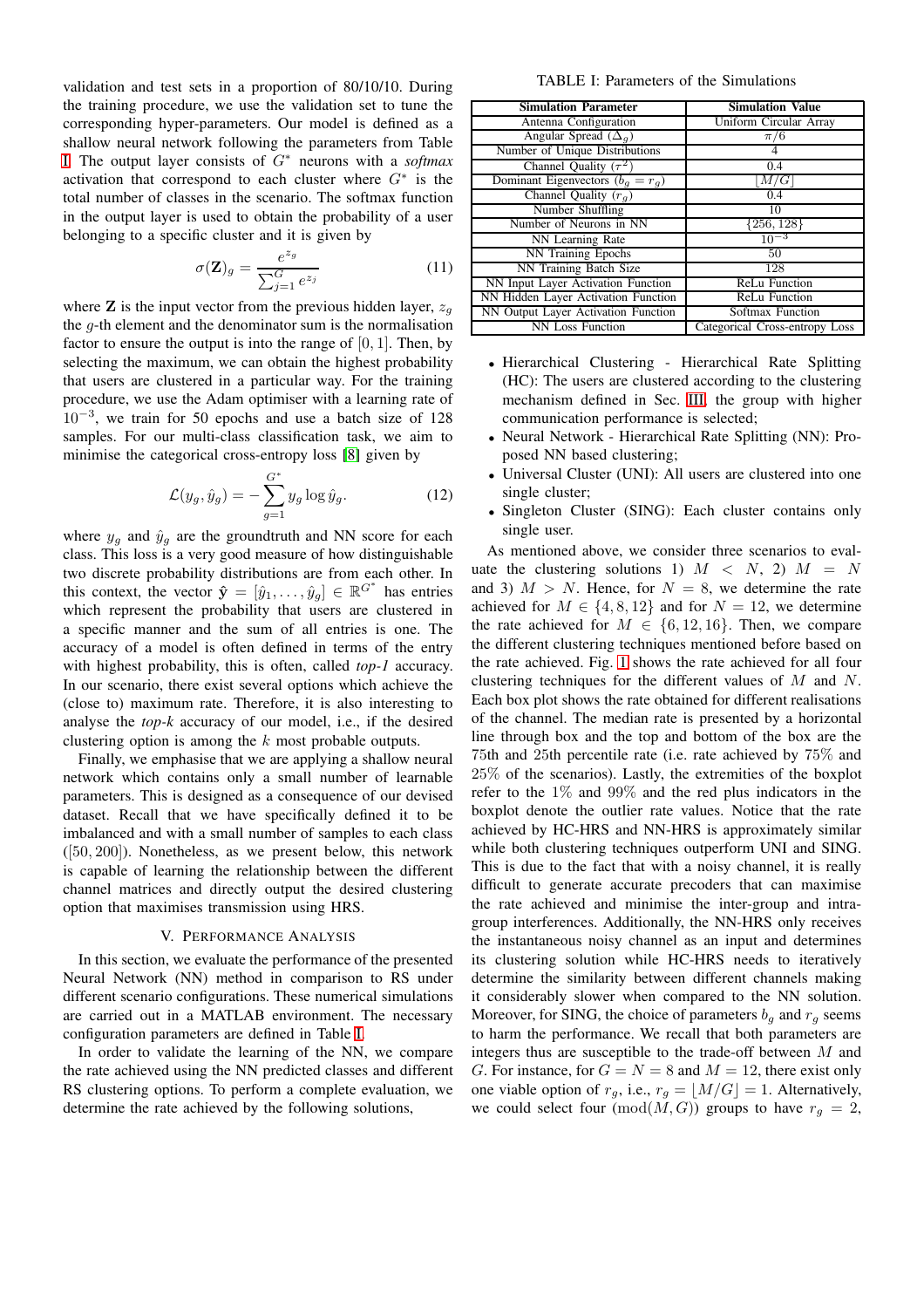validation and test sets in a proportion of 80/10/10. During the training procedure, we use the validation set to tune the corresponding hyper-parameters. Our model is defined as a shallow neural network following the parameters from Table I. The output layer consists of $G^*$ neurons with a *softmax* activation that correspond to each cluster where $G^*$ is the total number of classes in the scenario. The softmax function in the output layer is used to obtain the probability of a user belonging to a specific cluster and it is given by

$$\sigma(\mathbf{Z})_g = \frac{e^{z_g}}{\sum_{j=1}^{G} e^{z_j}} \tag{11}$$

where $\mathbf{Z}$ is the input vector from the previous hidden layer, $z_g$ the $g$-th element and the denominator sum is the normalisation factor to ensure the output is into the range of $[0, 1]$. Then, by selecting the maximum, we can obtain the highest probability that users are clustered in a particular way. For the training procedure, we use the Adam optimiser with a learning rate of $10^{-3}$, we train for 50 epochs and use a batch size of 128 samples. For our multi-class classification task, we aim to minimise the categorical cross-entropy loss [8] given by

$$\mathcal{L}(y_g, \hat{y}_g) = -\sum_{g=1}^{G^*} y_g \log \hat{y}_g. \tag{12}$$

where $y_g$ and $\hat{y}_g$ are the groundtruth and NN score for each class. This loss is a very good measure of how distinguishable two discrete probability distributions are from each other. In this context, the vector $\hat{\mathbf{y}} = [\hat{y}_1, \ldots, \hat{y}_g] \in \mathbb{R}^{G^*}$ has entries which represent the probability that users are clustered in a specific manner and the sum of all entries is one. The accuracy of a model is often defined in terms of the entry with highest probability, this is often, called *top-1* accuracy. In our scenario, there exist several options which achieve the (close to) maximum rate. Therefore, it is also interesting to analyse the *top-k* accuracy of our model, i.e., if the desired clustering option is among the $k$ most probable outputs.

Finally, we emphasise that we are applying a shallow neural network which contains only a small number of learnable parameters. This is designed as a consequence of our devised dataset. Recall that we have specifically defined it to be imbalanced and with a small number of samples to each class ($[50, 200]$). Nonetheless, as we present below, this network is capable of learning the relationship between the different channel matrices and directly output the desired clustering option that maximises transmission using HRS.

## V. Performance Analysis

In this section, we evaluate the performance of the presented Neural Network (NN) method in comparison to RS under different scenario configurations. These numerical simulations are carried out in a MATLAB environment. The necessary configuration parameters are defined in Table I.

In order to validate the learning of the NN, we compare the rate achieved using the NN predicted classes and different RS clustering options. To perform a complete evaluation, we determine the rate achieved by the following solutions,

TABLE I: Parameters of the Simulations

| Simulation Parameter | Simulation Value |
|---|---|
| Antenna Configuration | Uniform Circular Array |
| Angular Spread ($\Delta_g$) | $\pi/6$ |
| Number of Unique Distributions | 4 |
| Channel Quality ($\tau^2$) | 0.4 |
| Dominant Eigenvectors ($b_g = r_g$) | $\lfloor M/G \rfloor$ |
| Channel Quality ($r_g$) | 0.4 |
| Number Shuffling | 10 |
| Number of Neurons in NN | $\{256, 128\}$ |
| NN Learning Rate | $10^{-3}$ |
| NN Training Epochs | 50 |
| NN Training Batch Size | 128 |
| NN Input Layer Activation Function | ReLu Function |
| NN Hidden Layer Activation Function | ReLu Function |
| NN Output Layer Activation Function | Softmax Function |
| NN Loss Function | Categorical Cross-entropy Loss |

- Hierarchical Clustering - Hierarchical Rate Splitting (HC): The users are clustered according to the clustering mechanism defined in Sec. III, the group with higher communication performance is selected;
- Neural Network - Hierarchical Rate Splitting (NN): Proposed NN based clustering;
- Universal Cluster (UNI): All users are clustered into one single cluster;
- Singleton Cluster (SING): Each cluster contains only single user.

As mentioned above, we consider three scenarios to evaluate the clustering solutions 1) $M < N$, 2) $M = N$ and 3) $M > N$. Hence, for $N = 8$, we determine the rate achieved for $M \in \{4, 8, 12\}$ and for $N = 12$, we determine the rate achieved for $M \in \{6, 12, 16\}$. Then, we compare the different clustering techniques mentioned before based on the rate achieved. Fig. 1 shows the rate achieved for all four clustering techniques for the different values of $M$ and $N$. Each box plot shows the rate obtained for different realisations of the channel. The median rate is presented by a horizontal line through box and the top and bottom of the box are the 75th and 25th percentile rate (i.e. rate achieved by 75% and 25% of the scenarios). Lastly, the extremities of the boxplot refer to the 1% and 99% and the red plus indicators in the boxplot denote the outlier rate values. Notice that the rate achieved by HC-HRS and NN-HRS is approximately similar while both clustering techniques outperform UNI and SING. This is due to the fact that with a noisy channel, it is really difficult to generate accurate precoders that can maximise the rate achieved and minimise the inter-group and intra-group interferences. Additionally, the NN-HRS only receives the instantaneous noisy channel as an input and determines its clustering solution while HC-HRS needs to iteratively determine the similarity between different channels making it considerably slower when compared to the NN solution. Moreover, for SING, the choice of parameters $b_g$ and $r_g$ seems to harm the performance. We recall that both parameters are integers thus are susceptible to the trade-off between $M$ and $G$. For instance, for $G = N = 8$ and $M = 12$, there exist only one viable option of $r_g$, i.e., $r_g = \lfloor M/G \rfloor = 1$. Alternatively, we could select four $(\text{mod}(M, G))$ groups to have $r_g = 2$,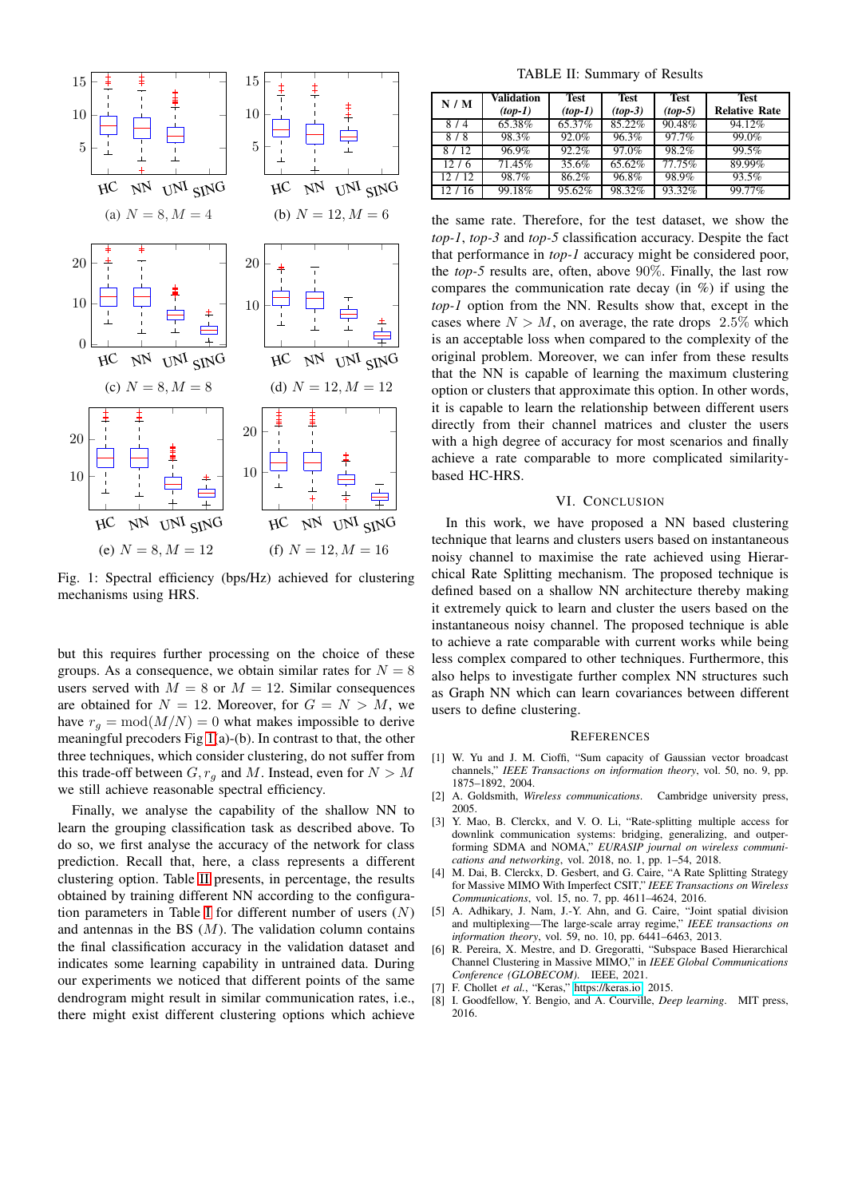15
10
5
HC NN UNI SING
(a) $N = 8, M = 4$

15
10
5
HC NN UNI SING
(b) $N = 12, M = 6$

20
10
0
HC NN UNI SING
(c) $N = 8, M = 8$

20
10
HC NN UNI SING
(d) $N = 12, M = 12$

20
10
HC NN UNI SING
(e) $N = 8, M = 12$

20
10
HC NN UNI SING
(f) $N = 12, M = 16$

Fig. 1: Spectral efficiency (bps/Hz) achieved for clustering mechanisms using HRS.

but this requires further processing on the choice of these groups. As a consequence, we obtain similar rates for $N = 8$ users served with $M = 8$ or $M = 12$. Similar consequences are obtained for $N = 12$. Moreover, for $G = N > M$, we have $r_g = \mathrm{mod}(M/N) = 0$ what makes impossible to derive meaningful precoders Fig 1(a)-(b). In contrast to that, the other three techniques, which consider clustering, do not suffer from this trade-off between $G, r_g$ and $M$. Instead, even for $N > M$ we still achieve reasonable spectral efficiency.

Finally, we analyse the capability of the shallow NN to learn the grouping classification task as described above. To do so, we first analyse the accuracy of the network for class prediction. Recall that, here, a class represents a different clustering option. Table II presents, in percentage, the results obtained by training different NN according to the configuration parameters in Table I for different number of users ($N$) and antennas in the BS ($M$). The validation column contains the final classification accuracy in the validation dataset and indicates some learning capability in untrained data. During our experiments we noticed that different points of the same dendrogram might result in similar communication rates, i.e., there might exist different clustering options which achieve the same rate. Therefore, for the test dataset, we show the *top-1*, *top-3* and *top-5* classification accuracy. Despite the fact that performance in *top-1* accuracy might be considered poor, the *top-5* results are, often, above 90%. Finally, the last row compares the communication rate decay (in %) if using the *top-1* option from the NN. Results show that, except in the cases where $N > M$, on average, the rate drops 2.5% which is an acceptable loss when compared to the complexity of the original problem. Moreover, we can infer from these results that the NN is capable of learning the maximum clustering option or clusters that approximate this option. In other words, it is capable to learn the relationship between different users directly from their channel matrices and cluster the users with a high degree of accuracy for most scenarios and finally achieve a rate comparable to more complicated similarity-based HC-HRS.

TABLE II: Summary of Results

| N / M | Validation (*top-1*) | Test (*top-1*) | Test (*top-3*) | Test (*top-5*) | Test Relative Rate |
|---|---|---|---|---|---|
| 8 / 4 | 65.38% | 65.37% | 85.22% | 90.48% | 94.12% |
| 8 / 8 | 98.3% | 92.0% | 96.3% | 97.7% | 99.0% |
| 8 / 12 | 96.9% | 92.2% | 97.0% | 98.2% | 99.5% |
| 12 / 6 | 71.45% | 35.6% | 65.62% | 77.75% | 89.99% |
| 12 / 12 | 98.7% | 86.2% | 96.8% | 98.9% | 93.5% |
| 12 / 16 | 99.18% | 95.62% | 98.32% | 93.32% | 99.77% |

## VI. Conclusion

In this work, we have proposed a NN based clustering technique that learns and clusters users based on instantaneous noisy channel to maximise the rate achieved using Hierarchical Rate Splitting mechanism. The proposed technique is defined based on a shallow NN architecture thereby making it extremely quick to learn and cluster the users based on the instantaneous noisy channel. The proposed technique is able to achieve a rate comparable with current works while being less complex compared to other techniques. Furthermore, this also helps to investigate further complex NN structures such as Graph NN which can learn covariances between different users to define clustering.

## References

[1] W. Yu and J. M. Cioffi, "Sum capacity of Gaussian vector broadcast channels," *IEEE Transactions on information theory*, vol. 50, no. 9, pp. 1875–1892, 2004.

[2] A. Goldsmith, *Wireless communications*. Cambridge university press, 2005.

[3] Y. Mao, B. Clerckx, and V. O. Li, "Rate-splitting multiple access for downlink communication systems: bridging, generalizing, and outperforming SDMA and NOMA," *EURASIP journal on wireless communications and networking*, vol. 2018, no. 1, pp. 1–54, 2018.

[4] M. Dai, B. Clerckx, D. Gesbert, and G. Caire, "A Rate Splitting Strategy for Massive MIMO With Imperfect CSIT," *IEEE Transactions on Wireless Communications*, vol. 15, no. 7, pp. 4611–4624, 2016.

[5] A. Adhikary, J. Nam, J.-Y. Ahn, and G. Caire, "Joint spatial division and multiplexing—The large-scale array regime," *IEEE transactions on information theory*, vol. 59, no. 10, pp. 6441–6463, 2013.

[6] R. Pereira, X. Mestre, and D. Gregoratti, "Subspace Based Hierarchical Channel Clustering in Massive MIMO," in *IEEE Global Communications Conference (GLOBECOM)*. IEEE, 2021.

[7] F. Chollet *et al.*, "Keras," https://keras.io, 2015.

[8] I. Goodfellow, Y. Bengio, and A. Courville, *Deep learning*. MIT press, 2016.